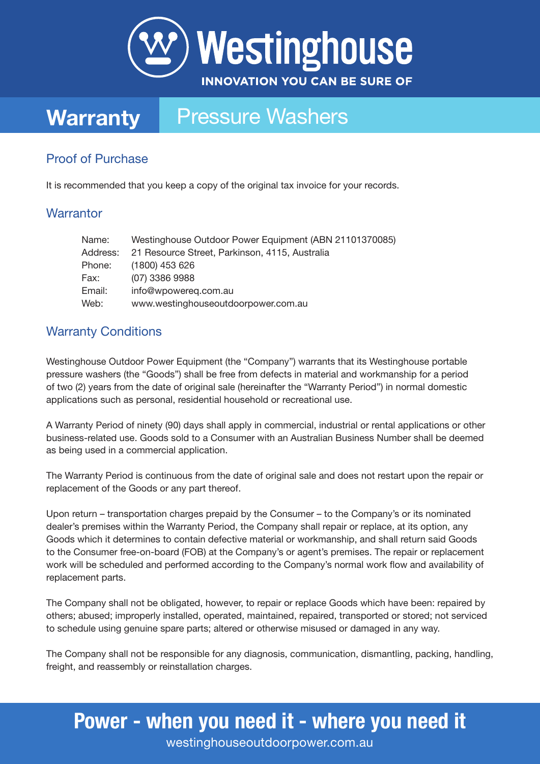# Westinghouse

INNOVATION YOU CAN BE SURE OF

# Warranty Pressure Washers

## Proof of Purchase

It is recommended that you keep a copy of the original tax invoice for your records.

## Warrantor

| | |
|---|---|
| Name: | Westinghouse Outdoor Power Equipment (ABN 21101370085) |
| Address: | 21 Resource Street, Parkinson, 4115, Australia |
| Phone: | (1800) 453 626 |
| Fax: | (07) 3386 9988 |
| Email: | info@wpowereq.com.au |
| Web: | www.westinghouseoutdoorpower.com.au |

## Warranty Conditions

Westinghouse Outdoor Power Equipment (the "Company") warrants that its Westinghouse portable pressure washers (the "Goods") shall be free from defects in material and workmanship for a period of two (2) years from the date of original sale (hereinafter the "Warranty Period") in normal domestic applications such as personal, residential household or recreational use.

A Warranty Period of ninety (90) days shall apply in commercial, industrial or rental applications or other business-related use. Goods sold to a Consumer with an Australian Business Number shall be deemed as being used in a commercial application.

The Warranty Period is continuous from the date of original sale and does not restart upon the repair or replacement of the Goods or any part thereof.

Upon return – transportation charges prepaid by the Consumer – to the Company's or its nominated dealer's premises within the Warranty Period, the Company shall repair or replace, at its option, any Goods which it determines to contain defective material or workmanship, and shall return said Goods to the Consumer free-on-board (FOB) at the Company's or agent's premises. The repair or replacement work will be scheduled and performed according to the Company's normal work flow and availability of replacement parts.

The Company shall not be obligated, however, to repair or replace Goods which have been: repaired by others; abused; improperly installed, operated, maintained, repaired, transported or stored; not serviced to schedule using genuine spare parts; altered or otherwise misused or damaged in any way.

The Company shall not be responsible for any diagnosis, communication, dismantling, packing, handling, freight, and reassembly or reinstallation charges.

**Power - when you need it - where you need it**

westinghouseoutdoorpower.com.au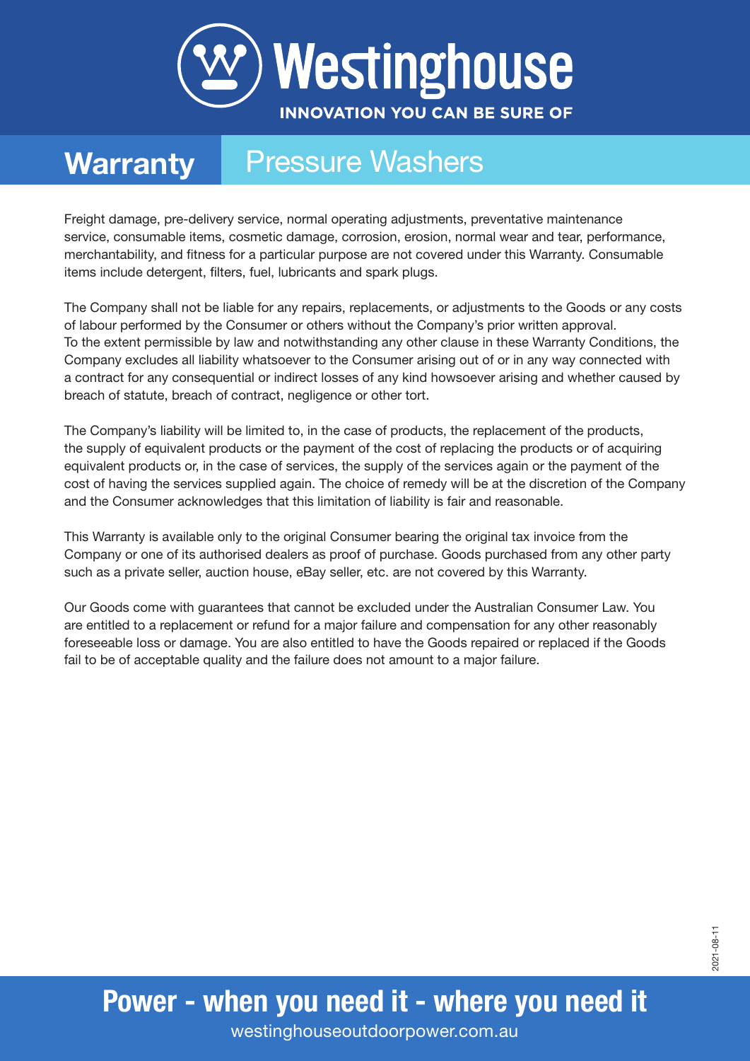# Westinghouse

INNOVATION YOU CAN BE SURE OF

## Warranty Pressure Washers

Freight damage, pre-delivery service, normal operating adjustments, preventative maintenance service, consumable items, cosmetic damage, corrosion, erosion, normal wear and tear, performance, merchantability, and fitness for a particular purpose are not covered under this Warranty. Consumable items include detergent, filters, fuel, lubricants and spark plugs.

The Company shall not be liable for any repairs, replacements, or adjustments to the Goods or any costs of labour performed by the Consumer or others without the Company's prior written approval. To the extent permissible by law and notwithstanding any other clause in these Warranty Conditions, the Company excludes all liability whatsoever to the Consumer arising out of or in any way connected with a contract for any consequential or indirect losses of any kind howsoever arising and whether caused by breach of statute, breach of contract, negligence or other tort.

The Company's liability will be limited to, in the case of products, the replacement of the products, the supply of equivalent products or the payment of the cost of replacing the products or of acquiring equivalent products or, in the case of services, the supply of the services again or the payment of the cost of having the services supplied again. The choice of remedy will be at the discretion of the Company and the Consumer acknowledges that this limitation of liability is fair and reasonable.

This Warranty is available only to the original Consumer bearing the original tax invoice from the Company or one of its authorised dealers as proof of purchase. Goods purchased from any other party such as a private seller, auction house, eBay seller, etc. are not covered by this Warranty.

Our Goods come with guarantees that cannot be excluded under the Australian Consumer Law. You are entitled to a replacement or refund for a major failure and compensation for any other reasonably foreseeable loss or damage. You are also entitled to have the Goods repaired or replaced if the Goods fail to be of acceptable quality and the failure does not amount to a major failure.

2021-08-11

**Power - when you need it - where you need it**

westinghouseoutdoorpower.com.au